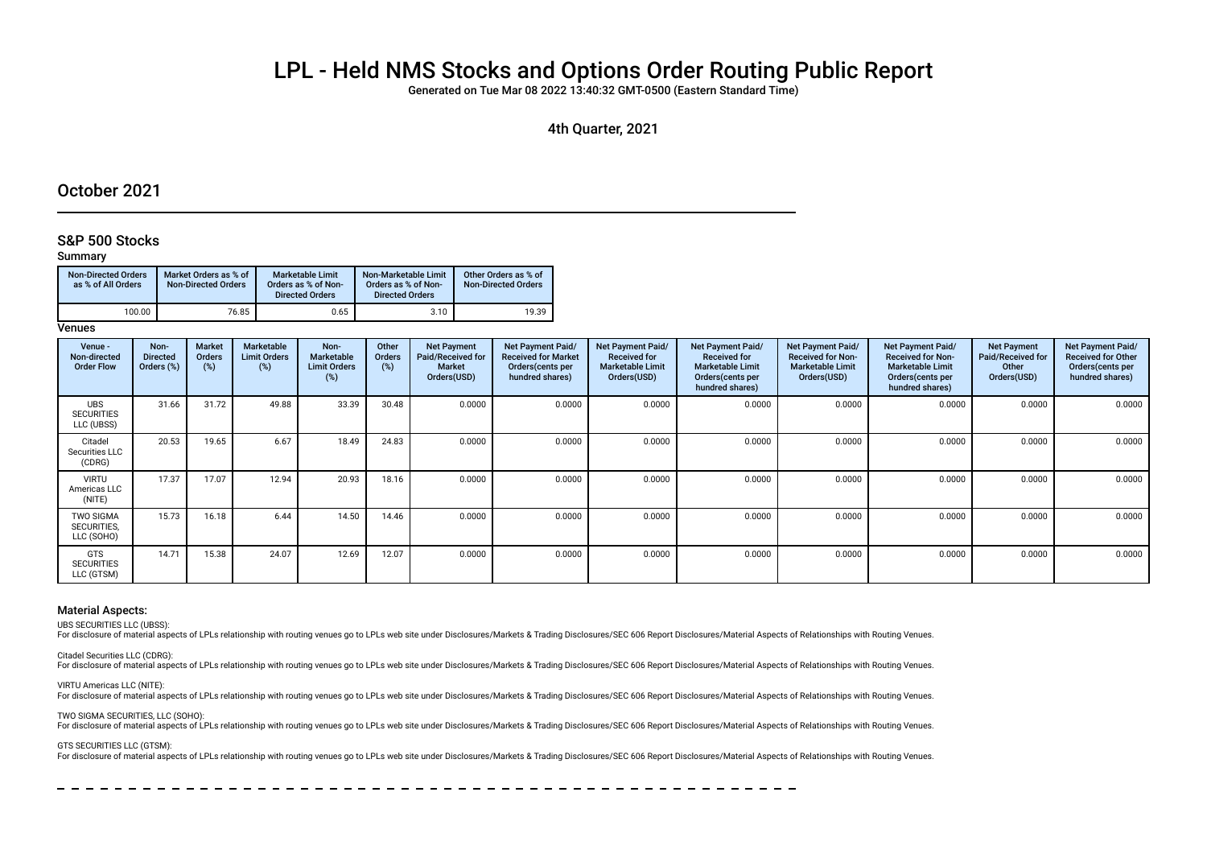# LPL - Held NMS Stocks and Options Order Routing Public Report

Generated on Tue Mar 08 2022 13:40:32 GMT-0500 (Eastern Standard Time)

4th Quarter, 2021

## October 2021

### S&P 500 Stocks

**Summary**

| Non-Directed Orders as % of All Orders | Market Orders as % of Non-Directed Orders | Marketable Limit Orders as % of Non-Directed Orders | Non-Marketable Limit Orders as % of Non-Directed Orders | Other Orders as % of Non-Directed Orders |
| --- | --- | --- | --- | --- |
| 100.00 | 76.85 | 0.65 | 3.10 | 19.39 |

**Venues**

| Venue - Non-directed Order Flow | Non-Directed Orders (%) | Market Orders (%) | Marketable Limit Orders (%) | Non-Marketable Limit Orders (%) | Other Orders (%) | Net Payment Paid/Received for Market Orders(USD) | Net Payment Paid/ Received for Market Orders(cents per hundred shares) | Net Payment Paid/ Received for Marketable Limit Orders(USD) | Net Payment Paid/ Received for Marketable Limit Orders(cents per hundred shares) | Net Payment Paid/ Received for Non-Marketable Limit Orders(USD) | Net Payment Paid/ Received for Non-Marketable Limit Orders(cents per hundred shares) | Net Payment Paid/Received for Other Orders(USD) | Net Payment Paid/ Received for Other Orders(cents per hundred shares) |
| --- | --- | --- | --- | --- | --- | --- | --- | --- | --- | --- | --- | --- | --- |
| UBS SECURITIES LLC (UBSS) | 31.66 | 31.72 | 49.88 | 33.39 | 30.48 | 0.0000 | 0.0000 | 0.0000 | 0.0000 | 0.0000 | 0.0000 | 0.0000 | 0.0000 |
| Citadel Securities LLC (CDRG) | 20.53 | 19.65 | 6.67 | 18.49 | 24.83 | 0.0000 | 0.0000 | 0.0000 | 0.0000 | 0.0000 | 0.0000 | 0.0000 | 0.0000 |
| VIRTU Americas LLC (NITE) | 17.37 | 17.07 | 12.94 | 20.93 | 18.16 | 0.0000 | 0.0000 | 0.0000 | 0.0000 | 0.0000 | 0.0000 | 0.0000 | 0.0000 |
| TWO SIGMA SECURITIES, LLC (SOHO) | 15.73 | 16.18 | 6.44 | 14.50 | 14.46 | 0.0000 | 0.0000 | 0.0000 | 0.0000 | 0.0000 | 0.0000 | 0.0000 | 0.0000 |
| GTS SECURITIES LLC (GTSM) | 14.71 | 15.38 | 24.07 | 12.69 | 12.07 | 0.0000 | 0.0000 | 0.0000 | 0.0000 | 0.0000 | 0.0000 | 0.0000 | 0.0000 |

### Material Aspects:

UBS SECURITIES LLC (UBSS):
For disclosure of material aspects of LPLs relationship with routing venues go to LPLs web site under Disclosures/Markets & Trading Disclosures/SEC 606 Report Disclosures/Material Aspects of Relationships with Routing Venues.

Citadel Securities LLC (CDRG):
For disclosure of material aspects of LPLs relationship with routing venues go to LPLs web site under Disclosures/Markets & Trading Disclosures/SEC 606 Report Disclosures/Material Aspects of Relationships with Routing Venues.

VIRTU Americas LLC (NITE):
For disclosure of material aspects of LPLs relationship with routing venues go to LPLs web site under Disclosures/Markets & Trading Disclosures/SEC 606 Report Disclosures/Material Aspects of Relationships with Routing Venues.

TWO SIGMA SECURITIES, LLC (SOHO):
For disclosure of material aspects of LPLs relationship with routing venues go to LPLs web site under Disclosures/Markets & Trading Disclosures/SEC 606 Report Disclosures/Material Aspects of Relationships with Routing Venues.

GTS SECURITIES LLC (GTSM):
For disclosure of material aspects of LPLs relationship with routing venues go to LPLs web site under Disclosures/Markets & Trading Disclosures/SEC 606 Report Disclosures/Material Aspects of Relationships with Routing Venues.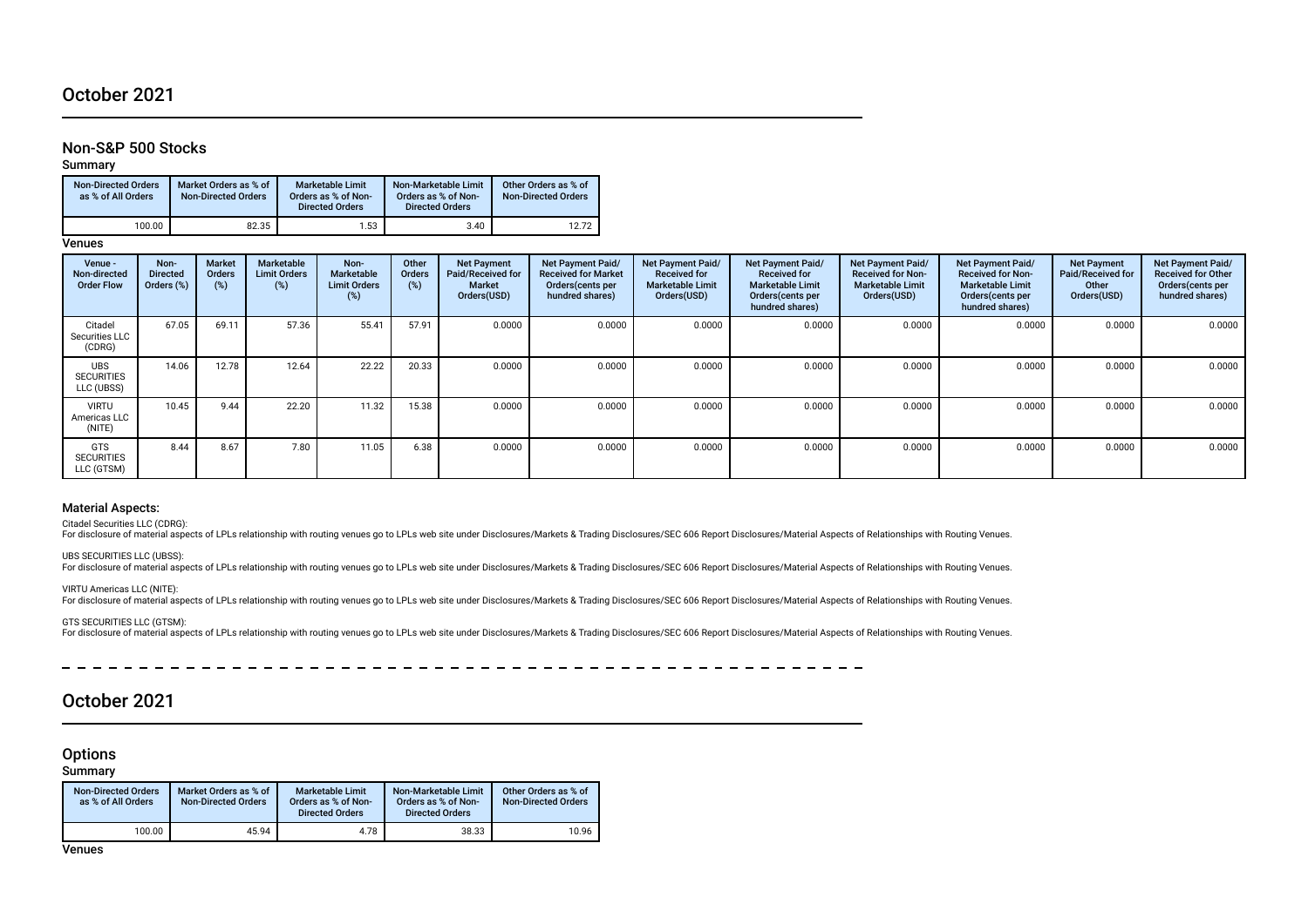# October 2021

## Non-S&P 500 Stocks

### Summary

| Non-Directed Orders as % of All Orders | Market Orders as % of Non-Directed Orders | Marketable Limit Orders as % of Non-Directed Orders | Non-Marketable Limit Orders as % of Non-Directed Orders | Other Orders as % of Non-Directed Orders |
|---|---|---|---|---|
| 100.00 | 82.35 | 1.53 | 3.40 | 12.72 |

### Venues

| Venue - Non-directed Order Flow | Non-Directed Orders (%) | Market Orders (%) | Marketable Limit Orders (%) | Non-Marketable Limit Orders (%) | Other Orders (%) | Net Payment Paid/Received for Market Orders(USD) | Net Payment Paid/ Received for Market Orders(cents per hundred shares) | Net Payment Paid/ Received for Marketable Limit Orders(USD) | Net Payment Paid/ Received for Marketable Limit Orders(cents per hundred shares) | Net Payment Paid/ Received for Non-Marketable Limit Orders(USD) | Net Payment Paid/ Received for Non-Marketable Limit Orders(cents per hundred shares) | Net Payment Paid/Received for Other Orders(USD) | Net Payment Paid/ Received for Other Orders(cents per hundred shares) |
|---|---|---|---|---|---|---|---|---|---|---|---|---|---|
| Citadel Securities LLC (CDRG) | 67.05 | 69.11 | 57.36 | 55.41 | 57.91 | 0.0000 | 0.0000 | 0.0000 | 0.0000 | 0.0000 | 0.0000 | 0.0000 | 0.0000 |
| UBS SECURITIES LLC (UBSS) | 14.06 | 12.78 | 12.64 | 22.22 | 20.33 | 0.0000 | 0.0000 | 0.0000 | 0.0000 | 0.0000 | 0.0000 | 0.0000 | 0.0000 |
| VIRTU Americas LLC (NITE) | 10.45 | 9.44 | 22.20 | 11.32 | 15.38 | 0.0000 | 0.0000 | 0.0000 | 0.0000 | 0.0000 | 0.0000 | 0.0000 | 0.0000 |
| GTS SECURITIES LLC (GTSM) | 8.44 | 8.67 | 7.80 | 11.05 | 6.38 | 0.0000 | 0.0000 | 0.0000 | 0.0000 | 0.0000 | 0.0000 | 0.0000 | 0.0000 |

### Material Aspects:

Citadel Securities LLC (CDRG):
For disclosure of material aspects of LPLs relationship with routing venues go to LPLs web site under Disclosures/Markets & Trading Disclosures/SEC 606 Report Disclosures/Material Aspects of Relationships with Routing Venues.

UBS SECURITIES LLC (UBSS):
For disclosure of material aspects of LPLs relationship with routing venues go to LPLs web site under Disclosures/Markets & Trading Disclosures/SEC 606 Report Disclosures/Material Aspects of Relationships with Routing Venues.

VIRTU Americas LLC (NITE):
For disclosure of material aspects of LPLs relationship with routing venues go to LPLs web site under Disclosures/Markets & Trading Disclosures/SEC 606 Report Disclosures/Material Aspects of Relationships with Routing Venues.

GTS SECURITIES LLC (GTSM):
For disclosure of material aspects of LPLs relationship with routing venues go to LPLs web site under Disclosures/Markets & Trading Disclosures/SEC 606 Report Disclosures/Material Aspects of Relationships with Routing Venues.

# October 2021

## Options

### Summary

| Non-Directed Orders as % of All Orders | Market Orders as % of Non-Directed Orders | Marketable Limit Orders as % of Non-Directed Orders | Non-Marketable Limit Orders as % of Non-Directed Orders | Other Orders as % of Non-Directed Orders |
|---|---|---|---|---|
| 100.00 | 45.94 | 4.78 | 38.33 | 10.96 |

### Venues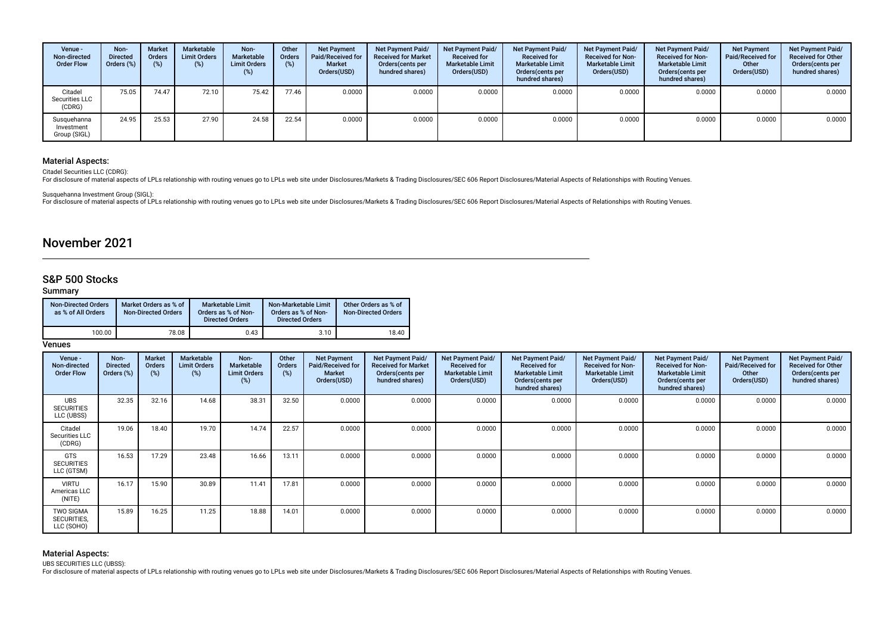| Venue - Non-directed Order Flow | Non-Directed Orders (%) | Market Orders (%) | Marketable Limit Orders (%) | Non-Marketable Limit Orders (%) | Other Orders (%) | Net Payment Paid/Received for Market Orders(USD) | Net Payment Paid/Received for Market Orders(cents per hundred shares) | Net Payment Paid/Received for Marketable Limit Orders(USD) | Net Payment Paid/Received for Marketable Limit Orders(cents per hundred shares) | Net Payment Paid/Received for Non-Marketable Limit Orders(USD) | Net Payment Paid/Received for Non-Marketable Limit Orders(cents per hundred shares) | Net Payment Paid/Received for Other Orders(USD) | Net Payment Paid/Received for Other Orders(cents per hundred shares) |
|---|---|---|---|---|---|---|---|---|---|---|---|---|---|
| Citadel Securities LLC (CDRG) | 75.05 | 74.47 | 72.10 | 75.42 | 77.46 | 0.0000 | 0.0000 | 0.0000 | 0.0000 | 0.0000 | 0.0000 | 0.0000 | 0.0000 |
| Susquehanna Investment Group (SIGL) | 24.95 | 25.53 | 27.90 | 24.58 | 22.54 | 0.0000 | 0.0000 | 0.0000 | 0.0000 | 0.0000 | 0.0000 | 0.0000 | 0.0000 |

### Material Aspects:

Citadel Securities LLC (CDRG):
For disclosure of material aspects of LPLs relationship with routing venues go to LPLs web site under Disclosures/Markets & Trading Disclosures/SEC 606 Report Disclosures/Material Aspects of Relationships with Routing Venues.

Susquehanna Investment Group (SIGL):
For disclosure of material aspects of LPLs relationship with routing venues go to LPLs web site under Disclosures/Markets & Trading Disclosures/SEC 606 Report Disclosures/Material Aspects of Relationships with Routing Venues.

# November 2021

## S&P 500 Stocks

### Summary

| Non-Directed Orders as % of All Orders | Market Orders as % of Non-Directed Orders | Marketable Limit Orders as % of Non-Directed Orders | Non-Marketable Limit Orders as % of Non-Directed Orders | Other Orders as % of Non-Directed Orders |
|---|---|---|---|---|
| 100.00 | 78.08 | 0.43 | 3.10 | 18.40 |

### Venues

| Venue - Non-directed Order Flow | Non-Directed Orders (%) | Market Orders (%) | Marketable Limit Orders (%) | Non-Marketable Limit Orders (%) | Other Orders (%) | Net Payment Paid/Received for Market Orders(USD) | Net Payment Paid/Received for Market Orders(cents per hundred shares) | Net Payment Paid/Received for Marketable Limit Orders(USD) | Net Payment Paid/Received for Marketable Limit Orders(cents per hundred shares) | Net Payment Paid/Received for Non-Marketable Limit Orders(USD) | Net Payment Paid/Received for Non-Marketable Limit Orders(cents per hundred shares) | Net Payment Paid/Received for Other Orders(USD) | Net Payment Paid/Received for Other Orders(cents per hundred shares) |
|---|---|---|---|---|---|---|---|---|---|---|---|---|---|
| UBS SECURITIES LLC (UBSS) | 32.35 | 32.16 | 14.68 | 38.31 | 32.50 | 0.0000 | 0.0000 | 0.0000 | 0.0000 | 0.0000 | 0.0000 | 0.0000 | 0.0000 |
| Citadel Securities LLC (CDRG) | 19.06 | 18.40 | 19.70 | 14.74 | 22.57 | 0.0000 | 0.0000 | 0.0000 | 0.0000 | 0.0000 | 0.0000 | 0.0000 | 0.0000 |
| GTS SECURITIES LLC (GTSM) | 16.53 | 17.29 | 23.48 | 16.66 | 13.11 | 0.0000 | 0.0000 | 0.0000 | 0.0000 | 0.0000 | 0.0000 | 0.0000 | 0.0000 |
| VIRTU Americas LLC (NITE) | 16.17 | 15.90 | 30.89 | 11.41 | 17.81 | 0.0000 | 0.0000 | 0.0000 | 0.0000 | 0.0000 | 0.0000 | 0.0000 | 0.0000 |
| TWO SIGMA SECURITIES, LLC (SOHO) | 15.89 | 16.25 | 11.25 | 18.88 | 14.01 | 0.0000 | 0.0000 | 0.0000 | 0.0000 | 0.0000 | 0.0000 | 0.0000 | 0.0000 |

### Material Aspects:

UBS SECURITIES LLC (UBSS):
For disclosure of material aspects of LPLs relationship with routing venues go to LPLs web site under Disclosures/Markets & Trading Disclosures/SEC 606 Report Disclosures/Material Aspects of Relationships with Routing Venues.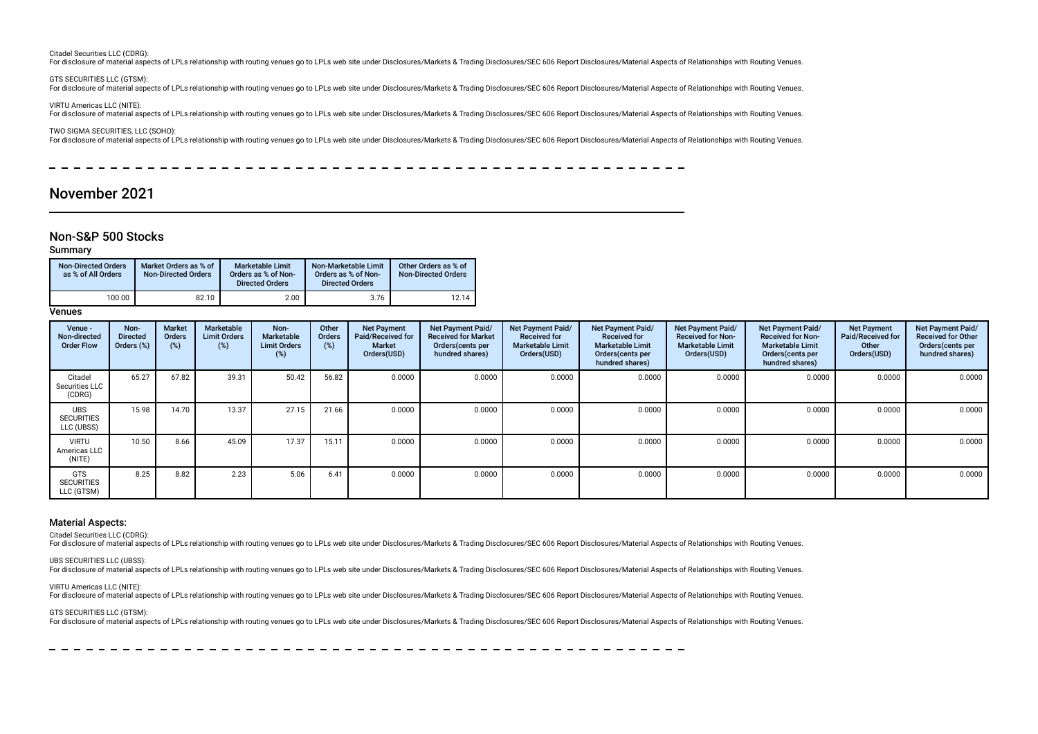Citadel Securities LLC (CDRG):
For disclosure of material aspects of LPLs relationship with routing venues go to LPLs web site under Disclosures/Markets & Trading Disclosures/SEC 606 Report Disclosures/Material Aspects of Relationships with Routing Venues.

GTS SECURITIES LLC (GTSM):
For disclosure of material aspects of LPLs relationship with routing venues go to LPLs web site under Disclosures/Markets & Trading Disclosures/SEC 606 Report Disclosures/Material Aspects of Relationships with Routing Venues.

VIRTU Americas LLC (NITE):
For disclosure of material aspects of LPLs relationship with routing venues go to LPLs web site under Disclosures/Markets & Trading Disclosures/SEC 606 Report Disclosures/Material Aspects of Relationships with Routing Venues.

TWO SIGMA SECURITIES, LLC (SOHO):
For disclosure of material aspects of LPLs relationship with routing venues go to LPLs web site under Disclosures/Markets & Trading Disclosures/SEC 606 Report Disclosures/Material Aspects of Relationships with Routing Venues.

# November 2021

## Non-S&P 500 Stocks

### Summary

| Non-Directed Orders as % of All Orders | Market Orders as % of Non-Directed Orders | Marketable Limit Orders as % of Non-Directed Orders | Non-Marketable Limit Orders as % of Non-Directed Orders | Other Orders as % of Non-Directed Orders |
|---|---|---|---|---|
| 100.00 | 82.10 | 2.00 | 3.76 | 12.14 |

### Venues

| Venue - Non-directed Order Flow | Non-Directed Orders (%) | Market Orders (%) | Marketable Limit Orders (%) | Non-Marketable Limit Orders (%) | Other Orders (%) | Net Payment Paid/Received for Market Orders(USD) | Net Payment Paid/ Received for Market Orders(cents per hundred shares) | Net Payment Paid/ Received for Marketable Limit Orders(USD) | Net Payment Paid/ Received for Marketable Limit Orders(cents per hundred shares) | Net Payment Paid/ Received for Non-Marketable Limit Orders(USD) | Net Payment Paid/ Received for Non-Marketable Limit Orders(cents per hundred shares) | Net Payment Paid/Received for Other Orders(USD) | Net Payment Paid/ Received for Other Orders(cents per hundred shares) |
|---|---|---|---|---|---|---|---|---|---|---|---|---|---|
| Citadel Securities LLC (CDRG) | 65.27 | 67.82 | 39.31 | 50.42 | 56.82 | 0.0000 | 0.0000 | 0.0000 | 0.0000 | 0.0000 | 0.0000 | 0.0000 | 0.0000 |
| UBS SECURITIES LLC (UBSS) | 15.98 | 14.70 | 13.37 | 27.15 | 21.66 | 0.0000 | 0.0000 | 0.0000 | 0.0000 | 0.0000 | 0.0000 | 0.0000 | 0.0000 |
| VIRTU Americas LLC (NITE) | 10.50 | 8.66 | 45.09 | 17.37 | 15.11 | 0.0000 | 0.0000 | 0.0000 | 0.0000 | 0.0000 | 0.0000 | 0.0000 | 0.0000 |
| GTS SECURITIES LLC (GTSM) | 8.25 | 8.82 | 2.23 | 5.06 | 6.41 | 0.0000 | 0.0000 | 0.0000 | 0.0000 | 0.0000 | 0.0000 | 0.0000 | 0.0000 |

### Material Aspects:

Citadel Securities LLC (CDRG):
For disclosure of material aspects of LPLs relationship with routing venues go to LPLs web site under Disclosures/Markets & Trading Disclosures/SEC 606 Report Disclosures/Material Aspects of Relationships with Routing Venues.

UBS SECURITIES LLC (UBSS):
For disclosure of material aspects of LPLs relationship with routing venues go to LPLs web site under Disclosures/Markets & Trading Disclosures/SEC 606 Report Disclosures/Material Aspects of Relationships with Routing Venues.

VIRTU Americas LLC (NITE):
For disclosure of material aspects of LPLs relationship with routing venues go to LPLs web site under Disclosures/Markets & Trading Disclosures/SEC 606 Report Disclosures/Material Aspects of Relationships with Routing Venues.

GTS SECURITIES LLC (GTSM):
For disclosure of material aspects of LPLs relationship with routing venues go to LPLs web site under Disclosures/Markets & Trading Disclosures/SEC 606 Report Disclosures/Material Aspects of Relationships with Routing Venues.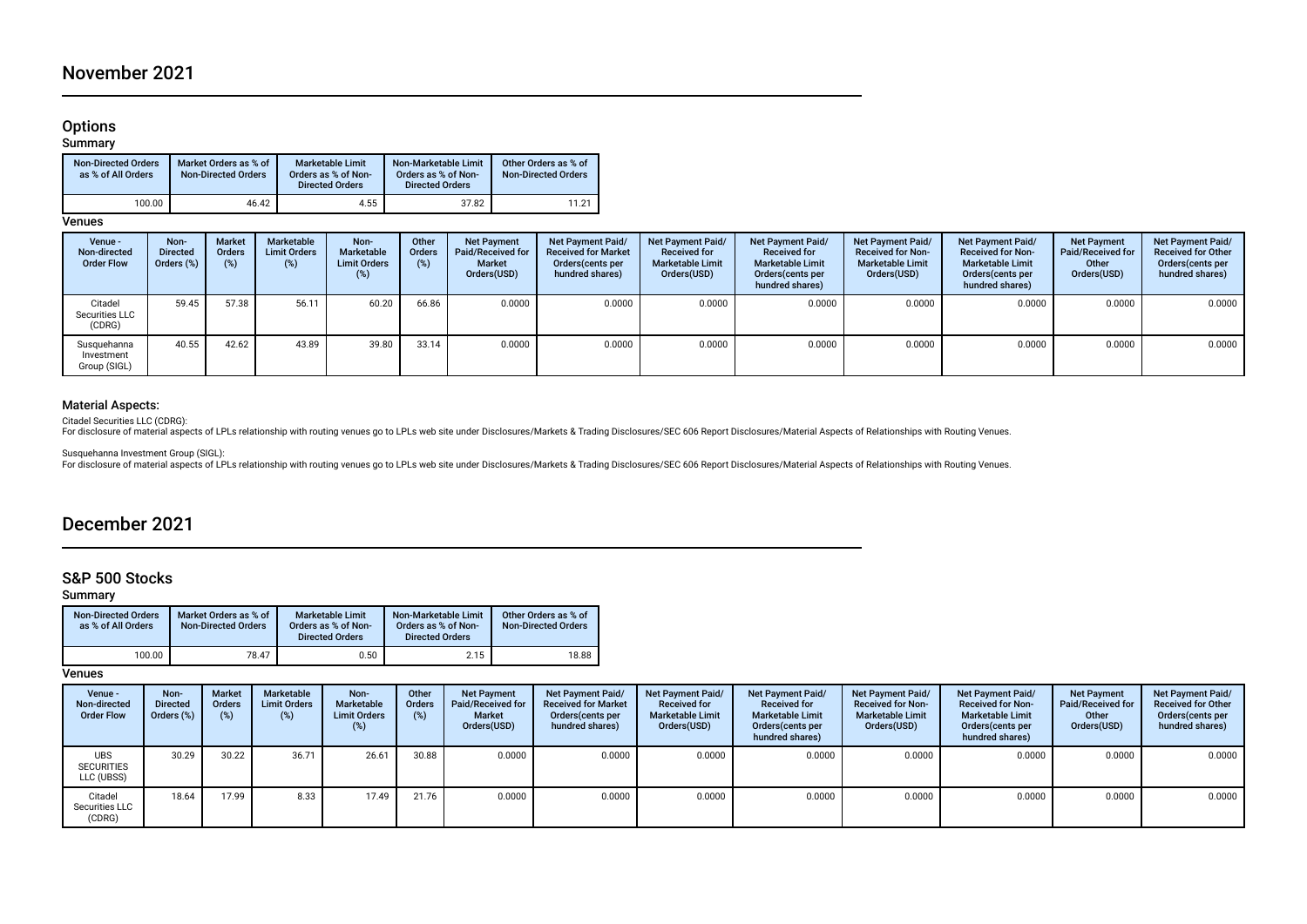# November 2021

## Options

### Summary

| Non-Directed Orders as % of All Orders | Market Orders as % of Non-Directed Orders | Marketable Limit Orders as % of Non-Directed Orders | Non-Marketable Limit Orders as % of Non-Directed Orders | Other Orders as % of Non-Directed Orders |
|---|---|---|---|---|
| 100.00 | 46.42 | 4.55 | 37.82 | 11.21 |

### Venues

| Venue - Non-directed Order Flow | Non-Directed Orders (%) | Market Orders (%) | Marketable Limit Orders (%) | Non-Marketable Limit Orders (%) | Other Orders (%) | Net Payment Paid/Received for Market Orders(USD) | Net Payment Paid/ Received for Market Orders(cents per hundred shares) | Net Payment Paid/ Received for Marketable Limit Orders(USD) | Net Payment Paid/ Received for Marketable Limit Orders(cents per hundred shares) | Net Payment Paid/ Received for Non-Marketable Limit Orders(USD) | Net Payment Paid/ Received for Non-Marketable Limit Orders(cents per hundred shares) | Net Payment Paid/Received for Other Orders(USD) | Net Payment Paid/ Received for Other Orders(cents per hundred shares) |
|---|---|---|---|---|---|---|---|---|---|---|---|---|---|
| Citadel Securities LLC (CDRG) | 59.45 | 57.38 | 56.11 | 60.20 | 66.86 | 0.0000 | 0.0000 | 0.0000 | 0.0000 | 0.0000 | 0.0000 | 0.0000 | 0.0000 |
| Susquehanna Investment Group (SIGL) | 40.55 | 42.62 | 43.89 | 39.80 | 33.14 | 0.0000 | 0.0000 | 0.0000 | 0.0000 | 0.0000 | 0.0000 | 0.0000 | 0.0000 |

### Material Aspects:

Citadel Securities LLC (CDRG):
For disclosure of material aspects of LPLs relationship with routing venues go to LPLs web site under Disclosures/Markets & Trading Disclosures/SEC 606 Report Disclosures/Material Aspects of Relationships with Routing Venues.

Susquehanna Investment Group (SIGL):
For disclosure of material aspects of LPLs relationship with routing venues go to LPLs web site under Disclosures/Markets & Trading Disclosures/SEC 606 Report Disclosures/Material Aspects of Relationships with Routing Venues.

# December 2021

## S&P 500 Stocks

### Summary

| Non-Directed Orders as % of All Orders | Market Orders as % of Non-Directed Orders | Marketable Limit Orders as % of Non-Directed Orders | Non-Marketable Limit Orders as % of Non-Directed Orders | Other Orders as % of Non-Directed Orders |
|---|---|---|---|---|
| 100.00 | 78.47 | 0.50 | 2.15 | 18.88 |

### Venues

| Venue - Non-directed Order Flow | Non-Directed Orders (%) | Market Orders (%) | Marketable Limit Orders (%) | Non-Marketable Limit Orders (%) | Other Orders (%) | Net Payment Paid/Received for Market Orders(USD) | Net Payment Paid/ Received for Market Orders(cents per hundred shares) | Net Payment Paid/ Received for Marketable Limit Orders(USD) | Net Payment Paid/ Received for Marketable Limit Orders(cents per hundred shares) | Net Payment Paid/ Received for Non-Marketable Limit Orders(USD) | Net Payment Paid/ Received for Non-Marketable Limit Orders(cents per hundred shares) | Net Payment Paid/Received for Other Orders(USD) | Net Payment Paid/ Received for Other Orders(cents per hundred shares) |
|---|---|---|---|---|---|---|---|---|---|---|---|---|---|
| UBS SECURITIES LLC (UBSS) | 30.29 | 30.22 | 36.71 | 26.61 | 30.88 | 0.0000 | 0.0000 | 0.0000 | 0.0000 | 0.0000 | 0.0000 | 0.0000 | 0.0000 |
| Citadel Securities LLC (CDRG) | 18.64 | 17.99 | 8.33 | 17.49 | 21.76 | 0.0000 | 0.0000 | 0.0000 | 0.0000 | 0.0000 | 0.0000 | 0.0000 | 0.0000 |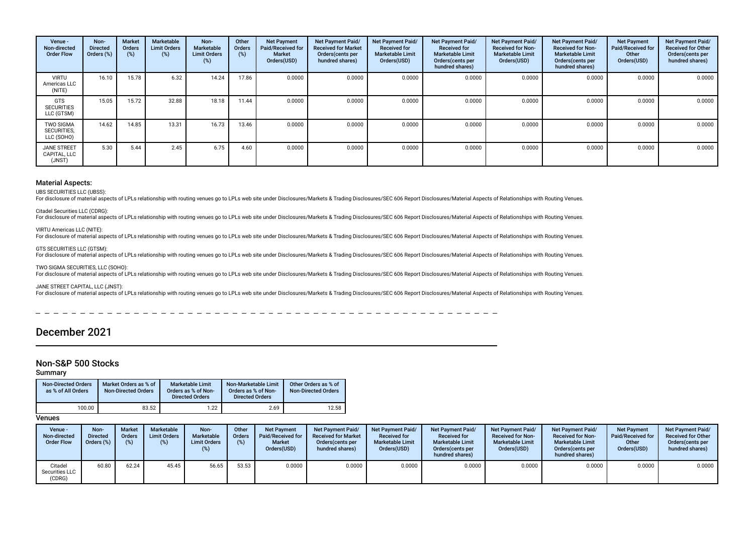| Venue - Non-directed Order Flow | Non-Directed Orders (%) | Market Orders (%) | Marketable Limit Orders (%) | Non-Marketable Limit Orders (%) | Other Orders (%) | Net Payment Paid/Received for Market Orders(USD) | Net Payment Paid/ Received for Market Orders(cents per hundred shares) | Net Payment Paid/ Received for Marketable Limit Orders(USD) | Net Payment Paid/ Received for Marketable Limit Orders(cents per hundred shares) | Net Payment Paid/ Received for Non-Marketable Limit Orders(USD) | Net Payment Paid/ Received for Non-Marketable Limit Orders(cents per hundred shares) | Net Payment Paid/Received for Other Orders(USD) | Net Payment Paid/ Received for Other Orders(cents per hundred shares) |
|---|---|---|---|---|---|---|---|---|---|---|---|---|---|
| VIRTU Americas LLC (NITE) | 16.10 | 15.78 | 6.32 | 14.24 | 17.86 | 0.0000 | 0.0000 | 0.0000 | 0.0000 | 0.0000 | 0.0000 | 0.0000 | 0.0000 |
| GTS SECURITIES LLC (GTSM) | 15.05 | 15.72 | 32.88 | 18.18 | 11.44 | 0.0000 | 0.0000 | 0.0000 | 0.0000 | 0.0000 | 0.0000 | 0.0000 | 0.0000 |
| TWO SIGMA SECURITIES, LLC (SOHO) | 14.62 | 14.85 | 13.31 | 16.73 | 13.46 | 0.0000 | 0.0000 | 0.0000 | 0.0000 | 0.0000 | 0.0000 | 0.0000 | 0.0000 |
| JANE STREET CAPITAL, LLC (JNST) | 5.30 | 5.44 | 2.45 | 6.75 | 4.60 | 0.0000 | 0.0000 | 0.0000 | 0.0000 | 0.0000 | 0.0000 | 0.0000 | 0.0000 |

### Material Aspects:

UBS SECURITIES LLC (UBSS):
For disclosure of material aspects of LPLs relationship with routing venues go to LPLs web site under Disclosures/Markets & Trading Disclosures/SEC 606 Report Disclosures/Material Aspects of Relationships with Routing Venues.

Citadel Securities LLC (CDRG):
For disclosure of material aspects of LPLs relationship with routing venues go to LPLs web site under Disclosures/Markets & Trading Disclosures/SEC 606 Report Disclosures/Material Aspects of Relationships with Routing Venues.

VIRTU Americas LLC (NITE):
For disclosure of material aspects of LPLs relationship with routing venues go to LPLs web site under Disclosures/Markets & Trading Disclosures/SEC 606 Report Disclosures/Material Aspects of Relationships with Routing Venues.

GTS SECURITIES LLC (GTSM):
For disclosure of material aspects of LPLs relationship with routing venues go to LPLs web site under Disclosures/Markets & Trading Disclosures/SEC 606 Report Disclosures/Material Aspects of Relationships with Routing Venues.

TWO SIGMA SECURITIES, LLC (SOHO):
For disclosure of material aspects of LPLs relationship with routing venues go to LPLs web site under Disclosures/Markets & Trading Disclosures/SEC 606 Report Disclosures/Material Aspects of Relationships with Routing Venues.

JANE STREET CAPITAL, LLC (JNST):
For disclosure of material aspects of LPLs relationship with routing venues go to LPLs web site under Disclosures/Markets & Trading Disclosures/SEC 606 Report Disclosures/Material Aspects of Relationships with Routing Venues.

## December 2021

### Non-S&P 500 Stocks

#### Summary

| Non-Directed Orders as % of All Orders | Market Orders as % of Non-Directed Orders | Marketable Limit Orders as % of Non-Directed Orders | Non-Marketable Limit Orders as % of Non-Directed Orders | Other Orders as % of Non-Directed Orders |
|---|---|---|---|---|
| 100.00 | 83.52 | 1.22 | 2.69 | 12.58 |

#### Venues

| Venue - Non-directed Order Flow | Non-Directed Orders (%) | Market Orders (%) | Marketable Limit Orders (%) | Non-Marketable Limit Orders (%) | Other Orders (%) | Net Payment Paid/Received for Market Orders(USD) | Net Payment Paid/ Received for Market Orders(cents per hundred shares) | Net Payment Paid/ Received for Marketable Limit Orders(USD) | Net Payment Paid/ Received for Marketable Limit Orders(cents per hundred shares) | Net Payment Paid/ Received for Non-Marketable Limit Orders(USD) | Net Payment Paid/ Received for Non-Marketable Limit Orders(cents per hundred shares) | Net Payment Paid/Received for Other Orders(USD) | Net Payment Paid/ Received for Other Orders(cents per hundred shares) |
|---|---|---|---|---|---|---|---|---|---|---|---|---|---|
| Citadel Securities LLC (CDRG) | 60.80 | 62.24 | 45.45 | 56.65 | 53.53 | 0.0000 | 0.0000 | 0.0000 | 0.0000 | 0.0000 | 0.0000 | 0.0000 | 0.0000 |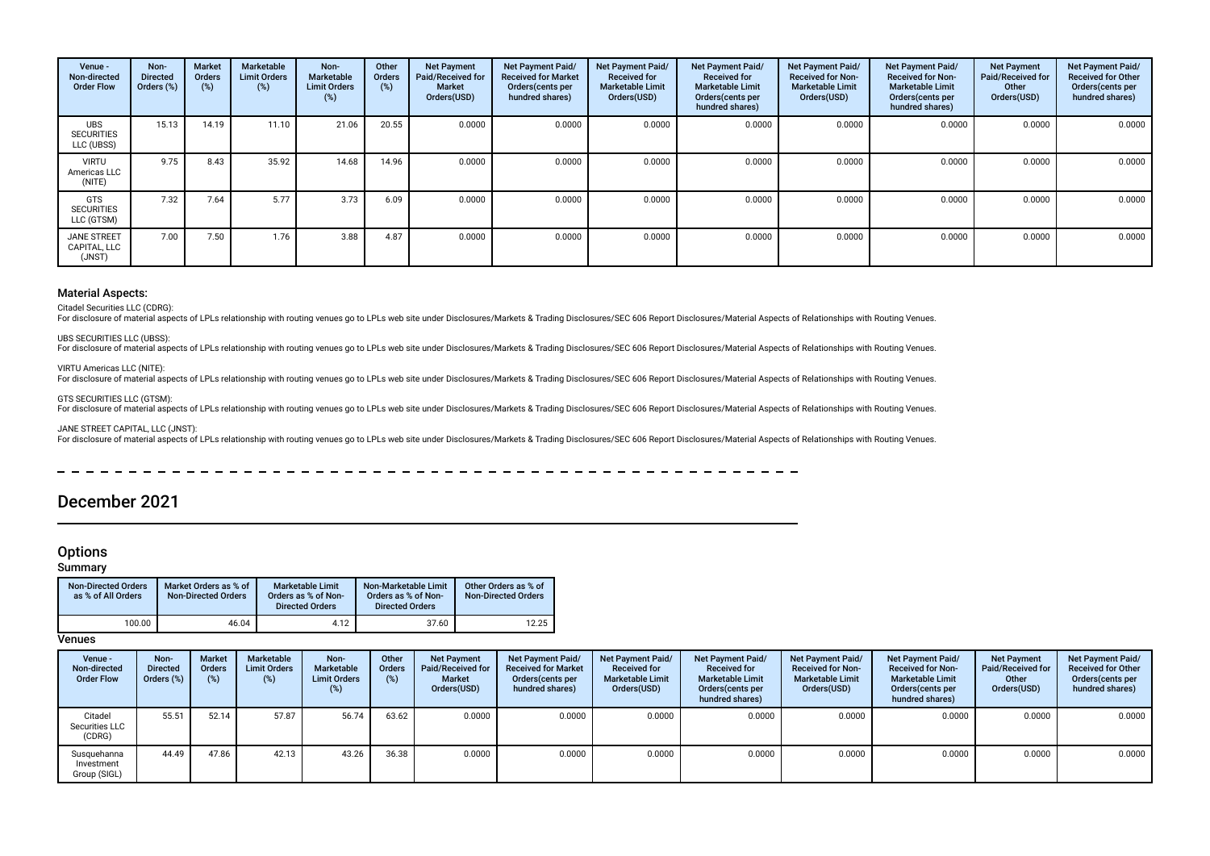| Venue - Non-directed Order Flow | Non-Directed Orders (%) | Market Orders (%) | Marketable Limit Orders (%) | Non-Marketable Limit Orders (%) | Other Orders (%) | Net Payment Paid/Received for Market Orders(USD) | Net Payment Paid/ Received for Market Orders(cents per hundred shares) | Net Payment Paid/ Received for Marketable Limit Orders(USD) | Net Payment Paid/ Received for Marketable Limit Orders(cents per hundred shares) | Net Payment Paid/ Received for Non-Marketable Limit Orders(USD) | Net Payment Paid/ Received for Non-Marketable Limit Orders(cents per hundred shares) | Net Payment Paid/Received for Other Orders(USD) | Net Payment Paid/ Received for Other Orders(cents per hundred shares) |
|---|---|---|---|---|---|---|---|---|---|---|---|---|---|
| UBS SECURITIES LLC (UBSS) | 15.13 | 14.19 | 11.10 | 21.06 | 20.55 | 0.0000 | 0.0000 | 0.0000 | 0.0000 | 0.0000 | 0.0000 | 0.0000 | 0.0000 |
| VIRTU Americas LLC (NITE) | 9.75 | 8.43 | 35.92 | 14.68 | 14.96 | 0.0000 | 0.0000 | 0.0000 | 0.0000 | 0.0000 | 0.0000 | 0.0000 | 0.0000 |
| GTS SECURITIES LLC (GTSM) | 7.32 | 7.64 | 5.77 | 3.73 | 6.09 | 0.0000 | 0.0000 | 0.0000 | 0.0000 | 0.0000 | 0.0000 | 0.0000 | 0.0000 |
| JANE STREET CAPITAL, LLC (JNST) | 7.00 | 7.50 | 1.76 | 3.88 | 4.87 | 0.0000 | 0.0000 | 0.0000 | 0.0000 | 0.0000 | 0.0000 | 0.0000 | 0.0000 |

### Material Aspects:

Citadel Securities LLC (CDRG):
For disclosure of material aspects of LPLs relationship with routing venues go to LPLs web site under Disclosures/Markets & Trading Disclosures/SEC 606 Report Disclosures/Material Aspects of Relationships with Routing Venues.

UBS SECURITIES LLC (UBSS):
For disclosure of material aspects of LPLs relationship with routing venues go to LPLs web site under Disclosures/Markets & Trading Disclosures/SEC 606 Report Disclosures/Material Aspects of Relationships with Routing Venues.

VIRTU Americas LLC (NITE):
For disclosure of material aspects of LPLs relationship with routing venues go to LPLs web site under Disclosures/Markets & Trading Disclosures/SEC 606 Report Disclosures/Material Aspects of Relationships with Routing Venues.

GTS SECURITIES LLC (GTSM):
For disclosure of material aspects of LPLs relationship with routing venues go to LPLs web site under Disclosures/Markets & Trading Disclosures/SEC 606 Report Disclosures/Material Aspects of Relationships with Routing Venues.

JANE STREET CAPITAL, LLC (JNST):
For disclosure of material aspects of LPLs relationship with routing venues go to LPLs web site under Disclosures/Markets & Trading Disclosures/SEC 606 Report Disclosures/Material Aspects of Relationships with Routing Venues.

# December 2021

## Options

### Summary

| Non-Directed Orders as % of All Orders | Market Orders as % of Non-Directed Orders | Marketable Limit Orders as % of Non-Directed Orders | Non-Marketable Limit Orders as % of Non-Directed Orders | Other Orders as % of Non-Directed Orders |
|---|---|---|---|---|
| 100.00 | 46.04 | 4.12 | 37.60 | 12.25 |

### Venues

| Venue - Non-directed Order Flow | Non-Directed Orders (%) | Market Orders (%) | Marketable Limit Orders (%) | Non-Marketable Limit Orders (%) | Other Orders (%) | Net Payment Paid/Received for Market Orders(USD) | Net Payment Paid/ Received for Market Orders(cents per hundred shares) | Net Payment Paid/ Received for Marketable Limit Orders(USD) | Net Payment Paid/ Received for Marketable Limit Orders(cents per hundred shares) | Net Payment Paid/ Received for Non-Marketable Limit Orders(USD) | Net Payment Paid/ Received for Non-Marketable Limit Orders(cents per hundred shares) | Net Payment Paid/Received for Other Orders(USD) | Net Payment Paid/ Received for Other Orders(cents per hundred shares) |
|---|---|---|---|---|---|---|---|---|---|---|---|---|---|
| Citadel Securities LLC (CDRG) | 55.51 | 52.14 | 57.87 | 56.74 | 63.62 | 0.0000 | 0.0000 | 0.0000 | 0.0000 | 0.0000 | 0.0000 | 0.0000 | 0.0000 |
| Susquehanna Investment Group (SIGL) | 44.49 | 47.86 | 42.13 | 43.26 | 36.38 | 0.0000 | 0.0000 | 0.0000 | 0.0000 | 0.0000 | 0.0000 | 0.0000 | 0.0000 |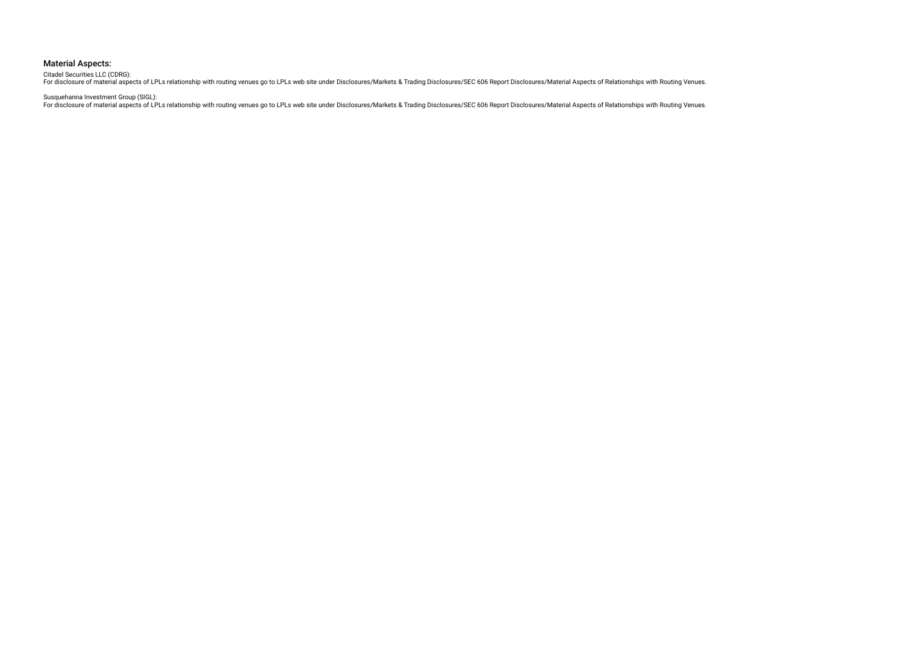## Material Aspects:

Citadel Securities LLC (CDRG):
For disclosure of material aspects of LPLs relationship with routing venues go to LPLs web site under Disclosures/Markets & Trading Disclosures/SEC 606 Report Disclosures/Material Aspects of Relationships with Routing Venues.

Susquehanna Investment Group (SIGL):
For disclosure of material aspects of LPLs relationship with routing venues go to LPLs web site under Disclosures/Markets & Trading Disclosures/SEC 606 Report Disclosures/Material Aspects of Relationships with Routing Venues.